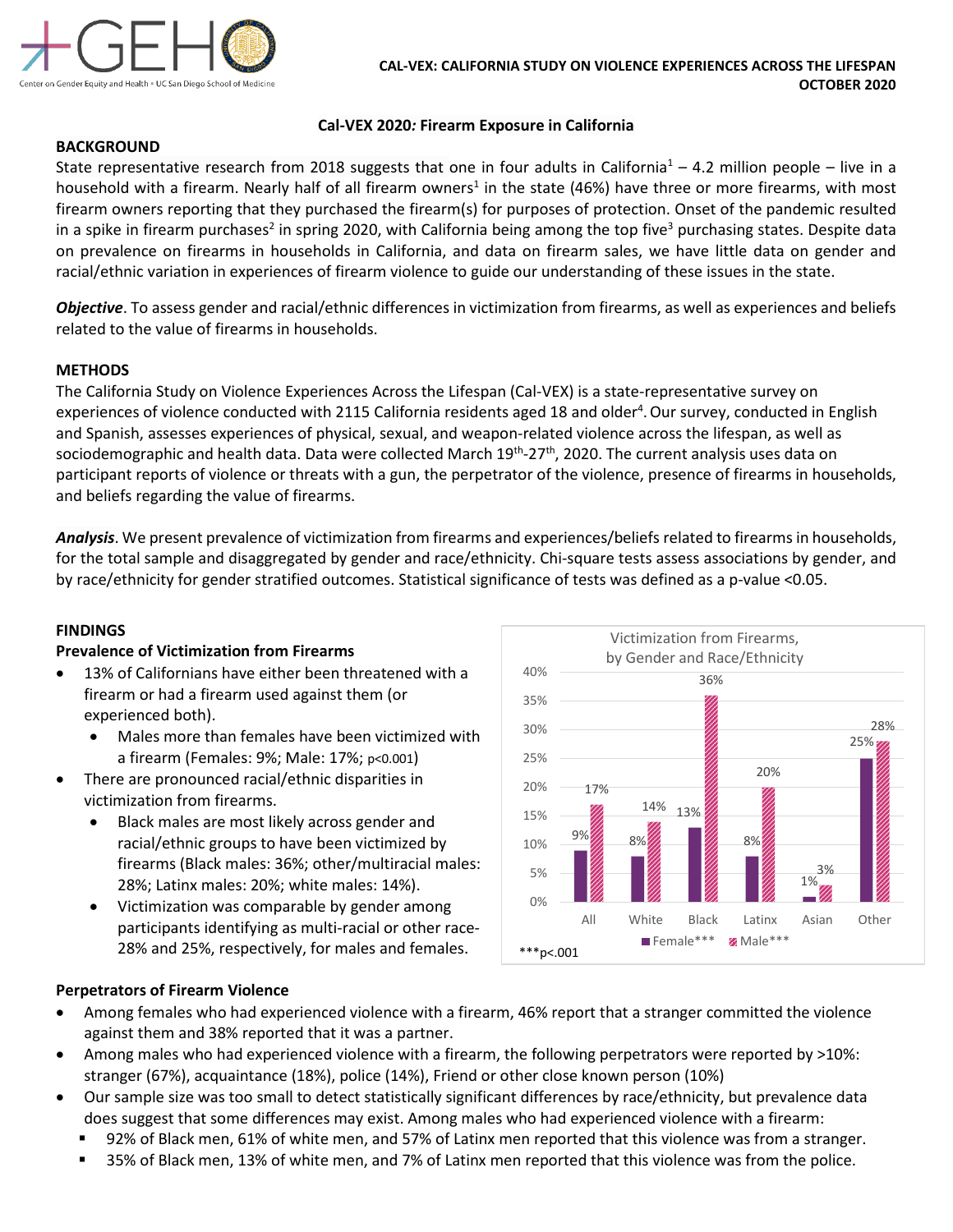**CAL-VEX: CALIFORNIA STUDY ON VIOLENCE EXPERIENCES ACROSS THE LIFESPAN**
**OCTOBER 2020**

# Cal-VEX 2020*:* Firearm Exposure in California

## BACKGROUND

State representative research from 2018 suggests that one in four adults in California[1] – 4.2 million people – live in a household with a firearm. Nearly half of all firearm owners[1] in the state (46%) have three or more firearms, with most firearm owners reporting that they purchased the firearm(s) for purposes of protection. Onset of the pandemic resulted in a spike in firearm purchases[2] in spring 2020, with California being among the top five[3] purchasing states. Despite data on prevalence on firearms in households in California, and data on firearm sales, we have little data on gender and racial/ethnic variation in experiences of firearm violence to guide our understanding of these issues in the state.

***Objective***. To assess gender and racial/ethnic differences in victimization from firearms, as well as experiences and beliefs related to the value of firearms in households.

## METHODS

The California Study on Violence Experiences Across the Lifespan (Cal-VEX) is a state-representative survey on experiences of violence conducted with 2115 California residents aged 18 and older[4]. Our survey, conducted in English and Spanish, assesses experiences of physical, sexual, and weapon-related violence across the lifespan, as well as sociodemographic and health data. Data were collected March 19th-27th, 2020. The current analysis uses data on participant reports of violence or threats with a gun, the perpetrator of the violence, presence of firearms in households, and beliefs regarding the value of firearms.

***Analysis***. We present prevalence of victimization from firearms and experiences/beliefs related to firearms in households, for the total sample and disaggregated by gender and race/ethnicity. Chi-square tests assess associations by gender, and by race/ethnicity for gender stratified outcomes. Statistical significance of tests was defined as a p-value <0.05.

## FINDINGS

### Prevalence of Victimization from Firearms

- 13% of Californians have either been threatened with a firearm or had a firearm used against them (or experienced both).
  - Males more than females have been victimized with a firearm (Females: 9%; Male: 17%; p<0.001)
- There are pronounced racial/ethnic disparities in victimization from firearms.
  - Black males are most likely across gender and racial/ethnic groups to have been victimized by firearms (Black males: 36%; other/multiracial males: 28%; Latinx males: 20%; white males: 14%).
  - Victimization was comparable by gender among participants identifying as multi-racial or other race- 28% and 25%, respectively, for males and females.

**Victimization from Firearms, by Gender and Race/Ethnicity**

| | All | White | Black | Latinx | Asian | Other |
|---|---|---|---|---|---|---|
| Female*** | 9% | 8% | 13% | 8% | 1% | 25% |
| Male*** | 17% | 14% | 36% | 20% | 3% | 28% |

***p<.001

### Perpetrators of Firearm Violence

- Among females who had experienced violence with a firearm, 46% report that a stranger committed the violence against them and 38% reported that it was a partner.
- Among males who had experienced violence with a firearm, the following perpetrators were reported by >10%: stranger (67%), acquaintance (18%), police (14%), Friend or other close known person (10%)
- Our sample size was too small to detect statistically significant differences by race/ethnicity, but prevalence data does suggest that some differences may exist. Among males who had experienced violence with a firearm:
  - 92% of Black men, 61% of white men, and 57% of Latinx men reported that this violence was from a stranger.
  - 35% of Black men, 13% of white men, and 7% of Latinx men reported that this violence was from the police.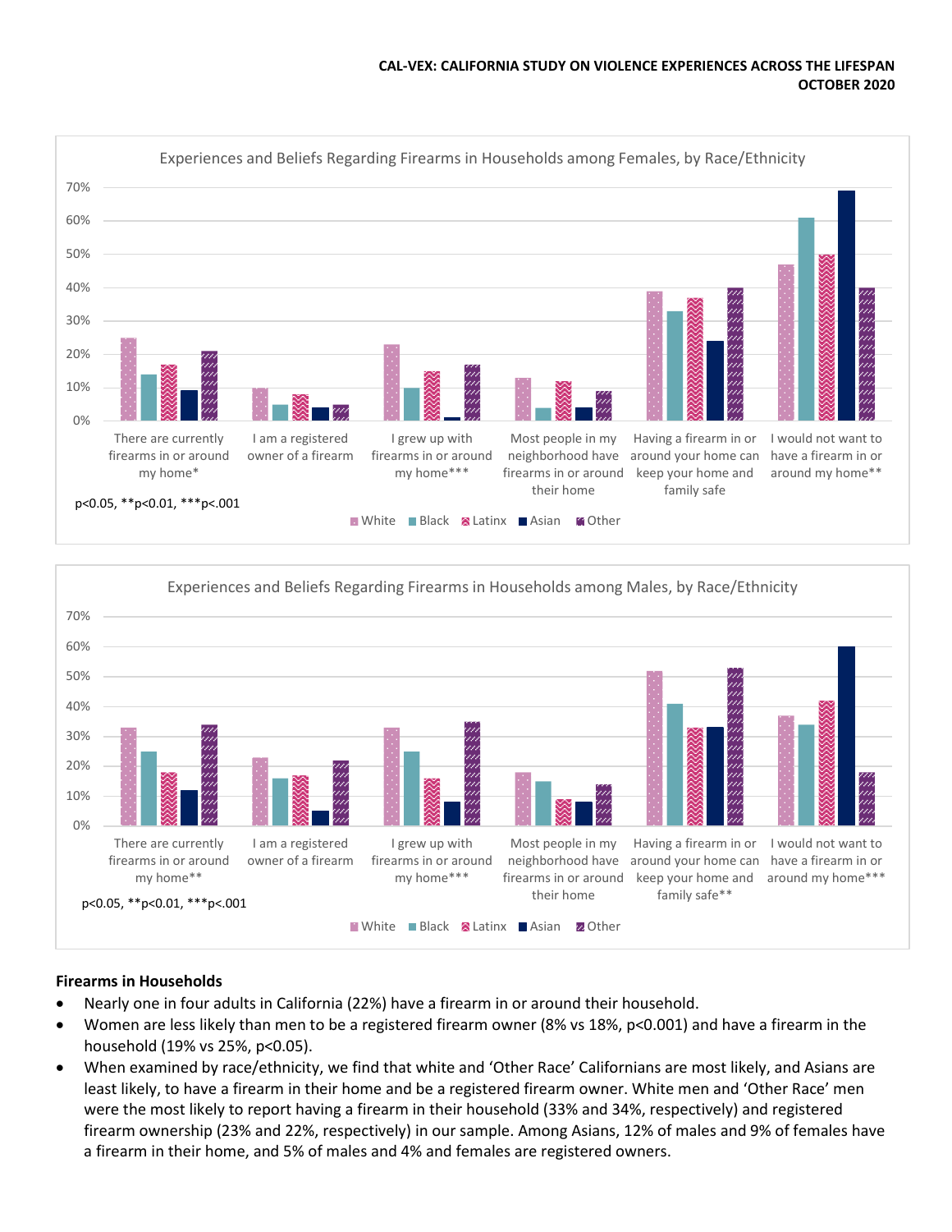### Experiences and Beliefs Regarding Firearms in Households among Females, by Race/Ethnicity

| | White | Black | Latinx | Asian | Other |
|---|---|---|---|---|---|
| There are currently firearms in or around my home* | 25% | 14% | 17% | 9% | 21% |
| I am a registered owner of a firearm | 10% | 5% | 8% | 4% | 5% |
| I grew up with firearms in or around my home*** | 23% | 10% | 15% | 1% | 17% |
| Most people in my neighborhood have firearms in or around their home | 13% | 4% | 12% | 4% | 9% |
| Having a firearm in or around your home can keep your home and family safe | 39% | 33% | 37% | 24% | 40% |
| I would not want to have a firearm in or around my home** | 47% | 61% | 50% | 69% | 40% |

p<0.05, **p<0.01, ***p<.001

### Experiences and Beliefs Regarding Firearms in Households among Males, by Race/Ethnicity

| | White | Black | Latinx | Asian | Other |
|---|---|---|---|---|---|
| There are currently firearms in or around my home** | 33% | 25% | 18% | 12% | 34% |
| I am a registered owner of a firearm | 23% | 16% | 17% | 5% | 22% |
| I grew up with firearms in or around my home*** | 33% | 25% | 16% | 8% | 35% |
| Most people in my neighborhood have firearms in or around their home | 18% | 15% | 9% | 8% | 14% |
| Having a firearm in or around your home can keep your home and family safe** | 52% | 41% | 33% | 33% | 53% |
| I would not want to have a firearm in or around my home*** | 37% | 34% | 42% | 60% | 18% |

p<0.05, **p<0.01, ***p<.001

## Firearms in Households

- Nearly one in four adults in California (22%) have a firearm in or around their household.
- Women are less likely than men to be a registered firearm owner (8% vs 18%, $p<0.001$) and have a firearm in the household (19% vs 25%, $p<0.05$).
- When examined by race/ethnicity, we find that white and 'Other Race' Californians are most likely, and Asians are least likely, to have a firearm in their home and be a registered firearm owner. White men and 'Other Race' men were the most likely to report having a firearm in their household (33% and 34%, respectively) and registered firearm ownership (23% and 22%, respectively) in our sample. Among Asians, 12% of males and 9% of females have a firearm in their home, and 5% of males and 4% and females are registered owners.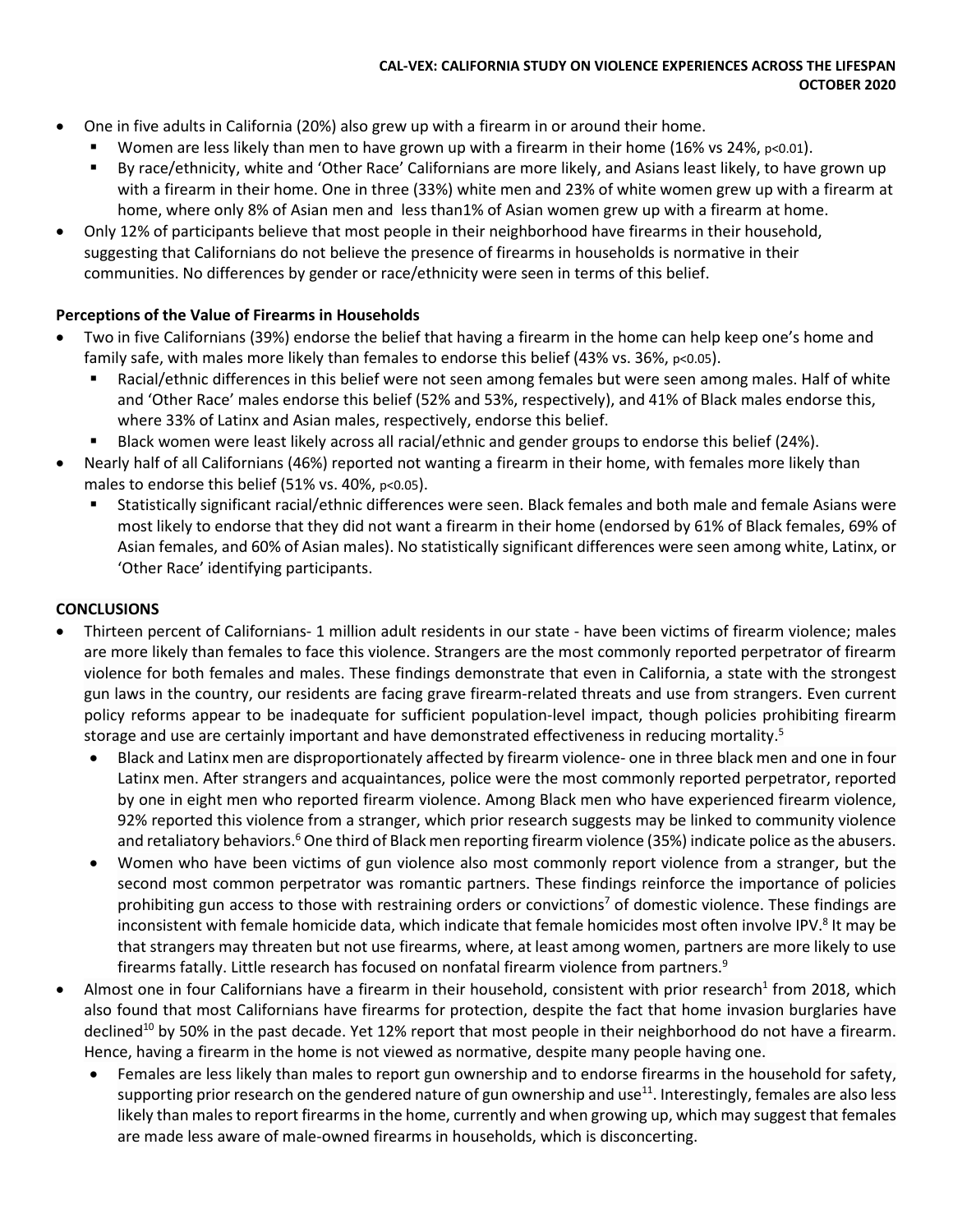- One in five adults in California (20%) also grew up with a firearm in or around their home.
  - Women are less likely than men to have grown up with a firearm in their home (16% vs 24%, $p<0.01$).
  - By race/ethnicity, white and 'Other Race' Californians are more likely, and Asians least likely, to have grown up with a firearm in their home. One in three (33%) white men and 23% of white women grew up with a firearm at home, where only 8% of Asian men and less than1% of Asian women grew up with a firearm at home.
- Only 12% of participants believe that most people in their neighborhood have firearms in their household, suggesting that Californians do not believe the presence of firearms in households is normative in their communities. No differences by gender or race/ethnicity were seen in terms of this belief.

**Perceptions of the Value of Firearms in Households**

- Two in five Californians (39%) endorse the belief that having a firearm in the home can help keep one's home and family safe, with males more likely than females to endorse this belief (43% vs. 36%, $p<0.05$).
  - Racial/ethnic differences in this belief were not seen among females but were seen among males. Half of white and 'Other Race' males endorse this belief (52% and 53%, respectively), and 41% of Black males endorse this, where 33% of Latinx and Asian males, respectively, endorse this belief.
  - Black women were least likely across all racial/ethnic and gender groups to endorse this belief (24%).
- Nearly half of all Californians (46%) reported not wanting a firearm in their home, with females more likely than males to endorse this belief (51% vs. 40%, $p<0.05$).
  - Statistically significant racial/ethnic differences were seen. Black females and both male and female Asians were most likely to endorse that they did not want a firearm in their home (endorsed by 61% of Black females, 69% of Asian females, and 60% of Asian males). No statistically significant differences were seen among white, Latinx, or 'Other Race' identifying participants.

**CONCLUSIONS**

- Thirteen percent of Californians- 1 million adult residents in our state - have been victims of firearm violence; males are more likely than females to face this violence. Strangers are the most commonly reported perpetrator of firearm violence for both females and males. These findings demonstrate that even in California, a state with the strongest gun laws in the country, our residents are facing grave firearm-related threats and use from strangers. Even current policy reforms appear to be inadequate for sufficient population-level impact, though policies prohibiting firearm storage and use are certainly important and have demonstrated effectiveness in reducing mortality.[5]
  - Black and Latinx men are disproportionately affected by firearm violence- one in three black men and one in four Latinx men. After strangers and acquaintances, police were the most commonly reported perpetrator, reported by one in eight men who reported firearm violence. Among Black men who have experienced firearm violence, 92% reported this violence from a stranger, which prior research suggests may be linked to community violence and retaliatory behaviors.[6] One third of Black men reporting firearm violence (35%) indicate police as the abusers.
  - Women who have been victims of gun violence also most commonly report violence from a stranger, but the second most common perpetrator was romantic partners. These findings reinforce the importance of policies prohibiting gun access to those with restraining orders or convictions[7] of domestic violence. These findings are inconsistent with female homicide data, which indicate that female homicides most often involve IPV.[8] It may be that strangers may threaten but not use firearms, where, at least among women, partners are more likely to use firearms fatally. Little research has focused on nonfatal firearm violence from partners.[9]
- Almost one in four Californians have a firearm in their household, consistent with prior research[1] from 2018, which also found that most Californians have firearms for protection, despite the fact that home invasion burglaries have declined[10] by 50% in the past decade. Yet 12% report that most people in their neighborhood do not have a firearm. Hence, having a firearm in the home is not viewed as normative, despite many people having one.
  - Females are less likely than males to report gun ownership and to endorse firearms in the household for safety, supporting prior research on the gendered nature of gun ownership and use[11]. Interestingly, females are also less likely than males to report firearms in the home, currently and when growing up, which may suggest that females are made less aware of male-owned firearms in households, which is disconcerting.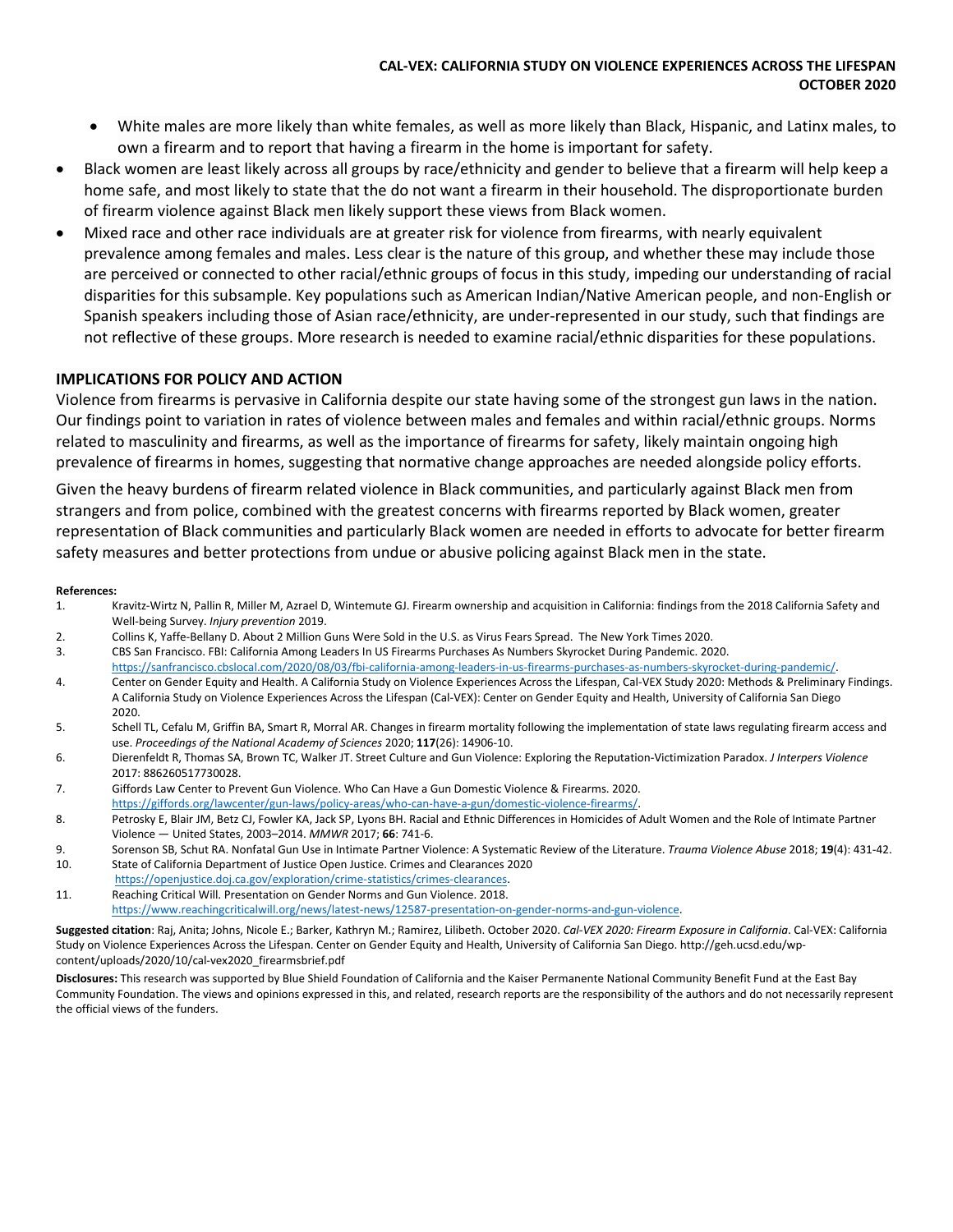- White males are more likely than white females, as well as more likely than Black, Hispanic, and Latinx males, to own a firearm and to report that having a firearm in the home is important for safety.
- Black women are least likely across all groups by race/ethnicity and gender to believe that a firearm will help keep a home safe, and most likely to state that the do not want a firearm in their household. The disproportionate burden of firearm violence against Black men likely support these views from Black women.
- Mixed race and other race individuals are at greater risk for violence from firearms, with nearly equivalent prevalence among females and males. Less clear is the nature of this group, and whether these may include those are perceived or connected to other racial/ethnic groups of focus in this study, impeding our understanding of racial disparities for this subsample. Key populations such as American Indian/Native American people, and non-English or Spanish speakers including those of Asian race/ethnicity, are under-represented in our study, such that findings are not reflective of these groups. More research is needed to examine racial/ethnic disparities for these populations.

## IMPLICATIONS FOR POLICY AND ACTION

Violence from firearms is pervasive in California despite our state having some of the strongest gun laws in the nation. Our findings point to variation in rates of violence between males and females and within racial/ethnic groups. Norms related to masculinity and firearms, as well as the importance of firearms for safety, likely maintain ongoing high prevalence of firearms in homes, suggesting that normative change approaches are needed alongside policy efforts.

Given the heavy burdens of firearm related violence in Black communities, and particularly against Black men from strangers and from police, combined with the greatest concerns with firearms reported by Black women, greater representation of Black communities and particularly Black women are needed in efforts to advocate for better firearm safety measures and better protections from undue or abusive policing against Black men in the state.

**References:**

1. Kravitz-Wirtz N, Pallin R, Miller M, Azrael D, Wintemute GJ. Firearm ownership and acquisition in California: findings from the 2018 California Safety and Well-being Survey. *Injury prevention* 2019.
2. Collins K, Yaffe-Bellany D. About 2 Million Guns Were Sold in the U.S. as Virus Fears Spread. The New York Times 2020.
3. CBS San Francisco. FBI: California Among Leaders In US Firearms Purchases As Numbers Skyrocket During Pandemic. 2020. https://sanfrancisco.cbslocal.com/2020/08/03/fbi-california-among-leaders-in-us-firearms-purchases-as-numbers-skyrocket-during-pandemic/.
4. Center on Gender Equity and Health. A California Study on Violence Experiences Across the Lifespan, Cal-VEX Study 2020: Methods & Preliminary Findings. A California Study on Violence Experiences Across the Lifespan (Cal-VEX): Center on Gender Equity and Health, University of California San Diego 2020.
5. Schell TL, Cefalu M, Griffin BA, Smart R, Morral AR. Changes in firearm mortality following the implementation of state laws regulating firearm access and use. *Proceedings of the National Academy of Sciences* 2020; **117**(26): 14906-10.
6. Dierenfeldt R, Thomas SA, Brown TC, Walker JT. Street Culture and Gun Violence: Exploring the Reputation-Victimization Paradox. *J Interpers Violence* 2017: 886260517730028.
7. Giffords Law Center to Prevent Gun Violence. Who Can Have a Gun Domestic Violence & Firearms. 2020. https://giffords.org/lawcenter/gun-laws/policy-areas/who-can-have-a-gun/domestic-violence-firearms/.
8. Petrosky E, Blair JM, Betz CJ, Fowler KA, Jack SP, Lyons BH. Racial and Ethnic Differences in Homicides of Adult Women and the Role of Intimate Partner Violence — United States, 2003–2014. *MMWR* 2017; **66**: 741-6.
9. Sorenson SB, Schut RA. Nonfatal Gun Use in Intimate Partner Violence: A Systematic Review of the Literature. *Trauma Violence Abuse* 2018; **19**(4): 431-42.
10. State of California Department of Justice Open Justice. Crimes and Clearances 2020 https://openjustice.doj.ca.gov/exploration/crime-statistics/crimes-clearances.
11. Reaching Critical Will. Presentation on Gender Norms and Gun Violence. 2018. https://www.reachingcriticalwill.org/news/latest-news/12587-presentation-on-gender-norms-and-gun-violence.

**Suggested citation**: Raj, Anita; Johns, Nicole E.; Barker, Kathryn M.; Ramirez, Lilibeth. October 2020. *Cal-VEX 2020: Firearm Exposure in California*. Cal-VEX: California Study on Violence Experiences Across the Lifespan. Center on Gender Equity and Health, University of California San Diego. http://geh.ucsd.edu/wp-content/uploads/2020/10/cal-vex2020_firearmsbrief.pdf

**Disclosures:** This research was supported by Blue Shield Foundation of California and the Kaiser Permanente National Community Benefit Fund at the East Bay Community Foundation. The views and opinions expressed in this, and related, research reports are the responsibility of the authors and do not necessarily represent the official views of the funders.